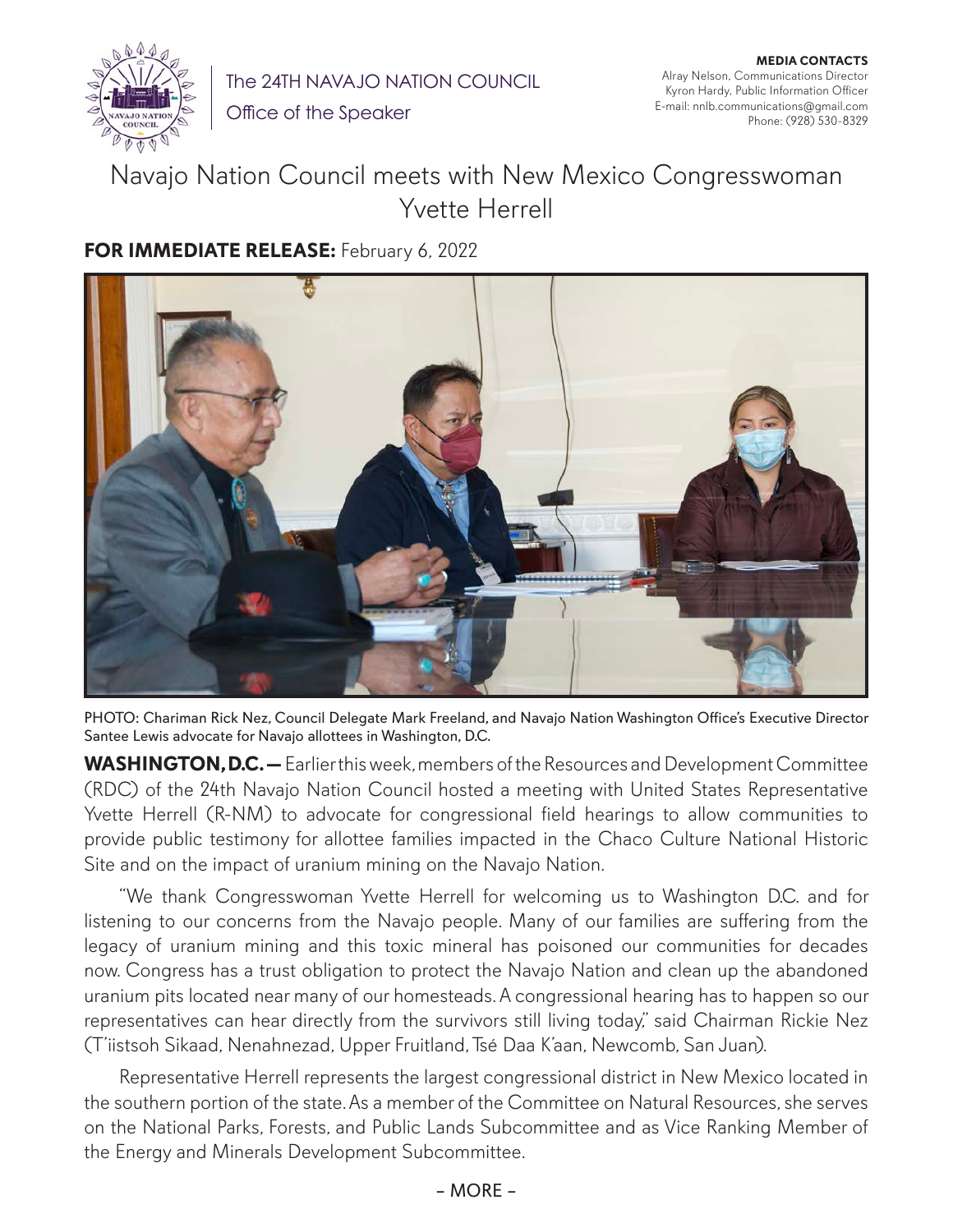The 24TH NAVAJO NATION COUNCIL

Office of the Speaker

**MEDIA CONTACTS**
Alray Nelson, Communications Director
Kyron Hardy, Public Information Officer
E-mail: nnlb.communications@gmail.com
Phone: (928) 530-8329

# Navajo Nation Council meets with New Mexico Congresswoman Yvette Herrell

**FOR IMMEDIATE RELEASE:** February 6, 2022

PHOTO: Chariman Rick Nez, Council Delegate Mark Freeland, and Navajo Nation Washington Office's Executive Director Santee Lewis advocate for Navajo allottees in Washington, D.C.

**WASHINGTON, D.C. —** Earlier this week, members of the Resources and Development Committee (RDC) of the 24th Navajo Nation Council hosted a meeting with United States Representative Yvette Herrell (R-NM) to advocate for congressional field hearings to allow communities to provide public testimony for allottee families impacted in the Chaco Culture National Historic Site and on the impact of uranium mining on the Navajo Nation.

"We thank Congresswoman Yvette Herrell for welcoming us to Washington D.C. and for listening to our concerns from the Navajo people. Many of our families are suffering from the legacy of uranium mining and this toxic mineral has poisoned our communities for decades now. Congress has a trust obligation to protect the Navajo Nation and clean up the abandoned uranium pits located near many of our homesteads. A congressional hearing has to happen so our representatives can hear directly from the survivors still living today," said Chairman Rickie Nez (T'iistsoh Sikaad, Nenahnezad, Upper Fruitland, Tsé Daa K'aan, Newcomb, San Juan).

Representative Herrell represents the largest congressional district in New Mexico located in the southern portion of the state. As a member of the Committee on Natural Resources, she serves on the National Parks, Forests, and Public Lands Subcommittee and as Vice Ranking Member of the Energy and Minerals Development Subcommittee.

– MORE –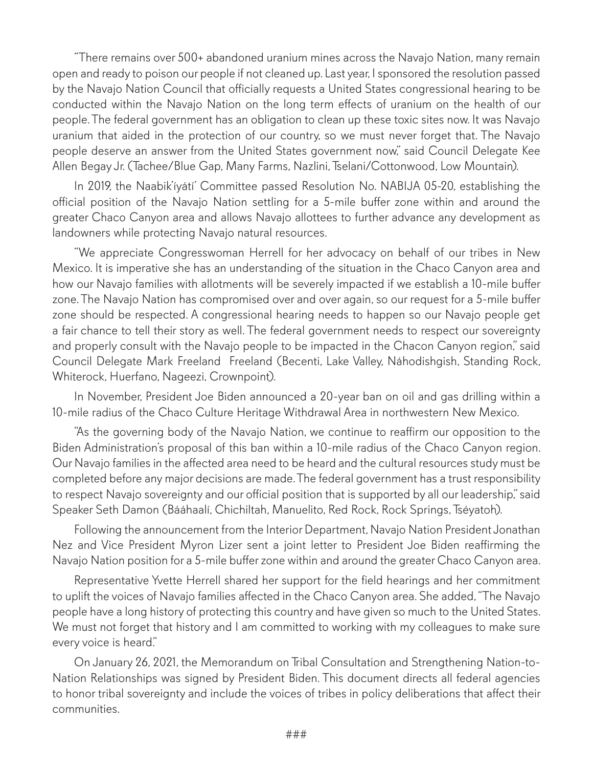"There remains over 500+ abandoned uranium mines across the Navajo Nation, many remain open and ready to poison our people if not cleaned up. Last year, I sponsored the resolution passed by the Navajo Nation Council that officially requests a United States congressional hearing to be conducted within the Navajo Nation on the long term effects of uranium on the health of our people. The federal government has an obligation to clean up these toxic sites now. It was Navajo uranium that aided in the protection of our country, so we must never forget that. The Navajo people deserve an answer from the United States government now," said Council Delegate Kee Allen Begay Jr. (Tachee/Blue Gap, Many Farms, Nazlini, Tselani/Cottonwood, Low Mountain).

In 2019, the Naabik'íyátí' Committee passed Resolution No. NABIJA 05-20, establishing the official position of the Navajo Nation settling for a 5-mile buffer zone within and around the greater Chaco Canyon area and allows Navajo allottees to further advance any development as landowners while protecting Navajo natural resources.

"We appreciate Congresswoman Herrell for her advocacy on behalf of our tribes in New Mexico. It is imperative she has an understanding of the situation in the Chaco Canyon area and how our Navajo families with allotments will be severely impacted if we establish a 10-mile buffer zone. The Navajo Nation has compromised over and over again, so our request for a 5-mile buffer zone should be respected. A congressional hearing needs to happen so our Navajo people get a fair chance to tell their story as well. The federal government needs to respect our sovereignty and properly consult with the Navajo people to be impacted in the Chacon Canyon region," said Council Delegate Mark Freeland Freeland (Becenti, Lake Valley, Náhodishgish, Standing Rock, Whiterock, Huerfano, Nageezi, Crownpoint).

In November, President Joe Biden announced a 20-year ban on oil and gas drilling within a 10-mile radius of the Chaco Culture Heritage Withdrawal Area in northwestern New Mexico.

"As the governing body of the Navajo Nation, we continue to reaffirm our opposition to the Biden Administration's proposal of this ban within a 10-mile radius of the Chaco Canyon region. Our Navajo families in the affected area need to be heard and the cultural resources study must be completed before any major decisions are made. The federal government has a trust responsibility to respect Navajo sovereignty and our official position that is supported by all our leadership," said Speaker Seth Damon (Bááhaalí, Chichiltah, Manuelito, Red Rock, Rock Springs, Tséyatoh).

Following the announcement from the Interior Department, Navajo Nation President Jonathan Nez and Vice President Myron Lizer sent a joint letter to President Joe Biden reaffirming the Navajo Nation position for a 5-mile buffer zone within and around the greater Chaco Canyon area.

Representative Yvette Herrell shared her support for the field hearings and her commitment to uplift the voices of Navajo families affected in the Chaco Canyon area. She added, "The Navajo people have a long history of protecting this country and have given so much to the United States. We must not forget that history and I am committed to working with my colleagues to make sure every voice is heard."

On January 26, 2021, the Memorandum on Tribal Consultation and Strengthening Nation-to-Nation Relationships was signed by President Biden. This document directs all federal agencies to honor tribal sovereignty and include the voices of tribes in policy deliberations that affect their communities.

###